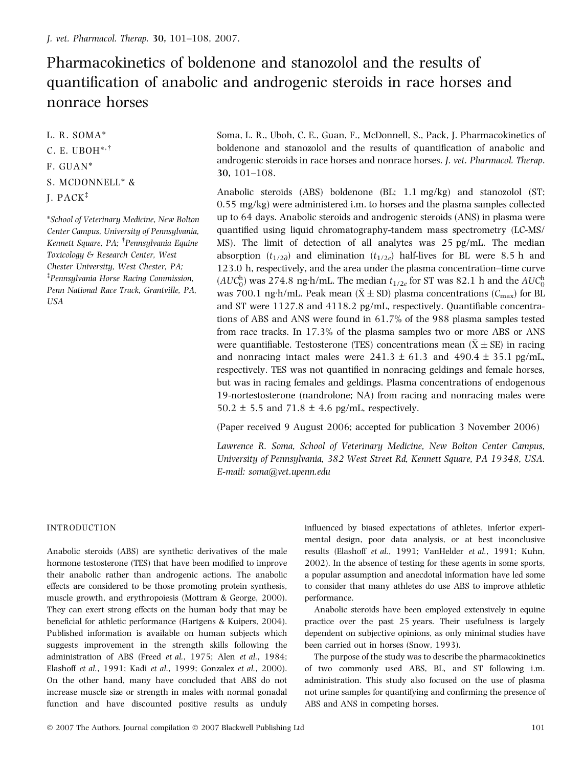# Pharmacokinetics of boldenone and stanozolol and the results of quantification of anabolic and androgenic steroids in race horses and nonrace horses

L. R. SOMA[*]
C. E. UBOH[*,†]
F. GUAN[*]
S. MCDONNELL[*] &
J. PACK[‡]

[*]*School of Veterinary Medicine, New Bolton Center Campus, University of Pennsylvania, Kennett Square, PA;* [†]*Pennsylvania Equine Toxicology & Research Center, West Chester University, West Chester, PA;* [‡]*Pennsylvania Horse Racing Commission, Penn National Race Track, Grantville, PA, USA*

Soma, L. R., Uboh, C. E., Guan, F., McDonnell, S., Pack, J. Pharmacokinetics of boldenone and stanozolol and the results of quantification of anabolic and androgenic steroids in race horses and nonrace horses. *J. vet. Pharmacol. Therap.* **30**, 101–108.

Anabolic steroids (ABS) boldenone (BL; 1.1 mg/kg) and stanozolol (ST; 0.55 mg/kg) were administered i.m. to horses and the plasma samples collected up to 64 days. Anabolic steroids and androgenic steroids (ANS) in plasma were quantified using liquid chromatography-tandem mass spectrometry (LC-MS/MS). The limit of detection of all analytes was 25 pg/mL. The median absorption ($t_{1/2\partial}$) and elimination ($t_{1/2e}$) half-lives for BL were 8.5 h and 123.0 h, respectively, and the area under the plasma concentration–time curve ($AUC_0^h$) was 274.8 ng·h/mL. The median $t_{1/2e}$ for ST was 82.1 h and the $AUC_0^h$ was 700.1 ng·h/mL. Peak mean ($\bar{X} \pm SD$) plasma concentrations ($C_{max}$) for BL and ST were 1127.8 and 4118.2 pg/mL, respectively. Quantifiable concentrations of ABS and ANS were found in 61.7% of the 988 plasma samples tested from race tracks. In 17.3% of the plasma samples two or more ABS or ANS were quantifiable. Testosterone (TES) concentrations mean ($\bar{X} \pm SE$) in racing and nonracing intact males were 241.3 ± 61.3 and 490.4 ± 35.1 pg/mL, respectively. TES was not quantified in nonracing geldings and female horses, but was in racing females and geldings. Plasma concentrations of endogenous 19-nortestosterone (nandrolone; NA) from racing and nonracing males were 50.2 ± 5.5 and 71.8 ± 4.6 pg/mL, respectively.

(Paper received 9 August 2006; accepted for publication 3 November 2006)

*Lawrence R. Soma, School of Veterinary Medicine, New Bolton Center Campus, University of Pennsylvania, 382 West Street Rd, Kennett Square, PA 19348, USA. E-mail: soma@vet.upenn.edu*

## INTRODUCTION

Anabolic steroids (ABS) are synthetic derivatives of the male hormone testosterone (TES) that have been modified to improve their anabolic rather than androgenic actions. The anabolic effects are considered to be those promoting protein synthesis, muscle growth, and erythropoiesis (Mottram & George, 2000). They can exert strong effects on the human body that may be beneficial for athletic performance (Hartgens & Kuipers, 2004). Published information is available on human subjects which suggests improvement in the strength skills following the administration of ABS (Freed *et al.*, 1975; Alen *et al.*, 1984; Elashoff *et al.*, 1991; Kadi *et al.*, 1999; Gonzalez *et al.*, 2000). On the other hand, many have concluded that ABS do not increase muscle size or strength in males with normal gonadal function and have discounted positive results as unduly influenced by biased expectations of athletes, inferior experimental design, poor data analysis, or at best inconclusive results (Elashoff *et al.*, 1991; VanHelder *et al.*, 1991; Kuhn, 2002). In the absence of testing for these agents in some sports, a popular assumption and anecdotal information have led some to consider that many athletes do use ABS to improve athletic performance.

Anabolic steroids have been employed extensively in equine practice over the past 25 years. Their usefulness is largely dependent on subjective opinions, as only minimal studies have been carried out in horses (Snow, 1993).

The purpose of the study was to describe the pharmacokinetics of two commonly used ABS, BL, and ST following i.m. administration. This study also focused on the use of plasma not urine samples for quantifying and confirming the presence of ABS and ANS in competing horses.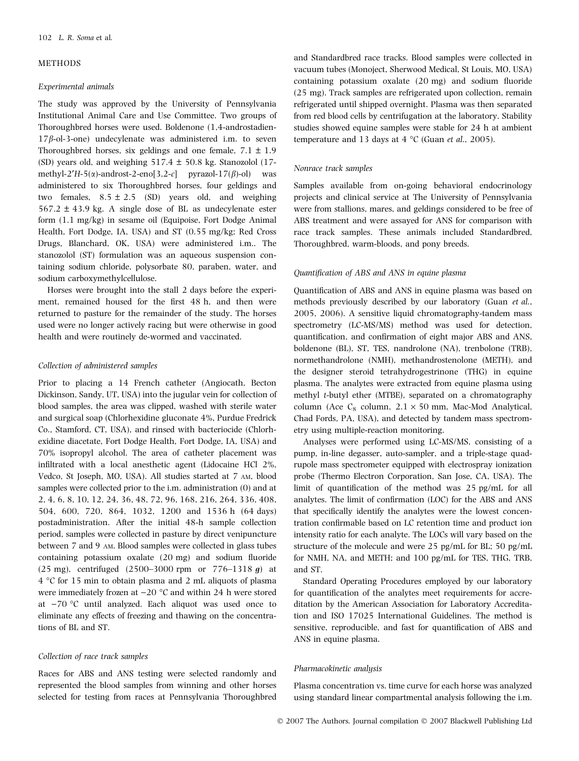## METHODS

### *Experimental animals*

The study was approved by the University of Pennsylvania Institutional Animal Care and Use Committee. Two groups of Thoroughbred horses were used. Boldenone (1,4-androstadien-17*β*-ol-3-one) undecylenate was administered i.m. to seven Thoroughbred horses, six geldings and one female, 7.1 ± 1.9 (SD) years old, and weighing 517.4 ± 50.8 kg. Stanozolol (17-methyl-2′*H*-5(*α*)-androst-2-eno[3,2-*c*] pyrazol-17(*β*)-ol) was administered to six Thoroughbred horses, four geldings and two females, 8.5 ± 2.5 (SD) years old, and weighing 567.2 ± 43.9 kg. A single dose of BL as undecylenate ester form (1.1 mg/kg) in sesame oil (Equipoise, Fort Dodge Animal Health, Fort Dodge, IA, USA) and ST (0.55 mg/kg; Red Cross Drugs, Blanchard, OK, USA) were administered i.m.. The stanozolol (ST) formulation was an aqueous suspension containing sodium chloride, polysorbate 80, paraben, water, and sodium carboxymethylcellulose.

Horses were brought into the stall 2 days before the experiment, remained housed for the first 48 h, and then were returned to pasture for the remainder of the study. The horses used were no longer actively racing but were otherwise in good health and were routinely de-wormed and vaccinated.

### *Collection of administered samples*

Prior to placing a 14 French catheter (Angiocath, Becton Dickinson, Sandy, UT, USA) into the jugular vein for collection of blood samples, the area was clipped, washed with sterile water and surgical soap (Chlorhexidine gluconate 4%, Purdue Fredrick Co., Stamford, CT, USA), and rinsed with bacteriocide (Chlorhexidine diacetate, Fort Dodge Health, Fort Dodge, IA, USA) and 70% isopropyl alcohol. The area of catheter placement was infiltrated with a local anesthetic agent (Lidocaine HCl 2%, Vedco, St Joseph, MO, USA). All studies started at 7 AM, blood samples were collected prior to the i.m. administration (0) and at 2, 4, 6, 8, 10, 12, 24, 36, 48, 72, 96, 168, 216, 264, 336, 408, 504, 600, 720, 864, 1032, 1200 and 1536 h (64 days) postadministration. After the initial 48-h sample collection period, samples were collected in pasture by direct venipuncture between 7 and 9 AM. Blood samples were collected in glass tubes containing potassium oxalate (20 mg) and sodium fluoride (25 mg), centrifuged (2500–3000 rpm or 776–1318 *g*) at 4 °C for 15 min to obtain plasma and 2 mL aliquots of plasma were immediately frozen at −20 °C and within 24 h were stored at −70 °C until analyzed. Each aliquot was used once to eliminate any effects of freezing and thawing on the concentrations of BL and ST.

### *Collection of race track samples*

Races for ABS and ANS testing were selected randomly and represented the blood samples from winning and other horses selected for testing from races at Pennsylvania Thoroughbred and Standardbred race tracks. Blood samples were collected in vacuum tubes (Monoject, Sherwood Medical, St Louis, MO, USA) containing potassium oxalate (20 mg) and sodium fluoride (25 mg). Track samples are refrigerated upon collection, remain refrigerated until shipped overnight. Plasma was then separated from red blood cells by centrifugation at the laboratory. Stability studies showed equine samples were stable for 24 h at ambient temperature and 13 days at 4 °C (Guan *et al.*, 2005).

### *Nonrace track samples*

Samples available from on-going behavioral endocrinology projects and clinical service at The University of Pennsylvania were from stallions, mares, and geldings considered to be free of ABS treatment and were assayed for ANS for comparison with race track samples. These animals included Standardbred, Thoroughbred, warm-bloods, and pony breeds.

### *Quantification of ABS and ANS in equine plasma*

Quantification of ABS and ANS in equine plasma was based on methods previously described by our laboratory (Guan *et al.*, 2005, 2006). A sensitive liquid chromatography-tandem mass spectrometry (LC-MS/MS) method was used for detection, quantification, and confirmation of eight major ABS and ANS, boldenone (BL), ST, TES, nandrolone (NA), trenbolone (TRB), normethandrolone (NMH), methandrostenolone (METH), and the designer steroid tetrahydrogestrinone (THG) in equine plasma. The analytes were extracted from equine plasma using methyl *t*-butyl ether (MTBE), separated on a chromatography column (Ace $C_8$ column, 2.1 × 50 mm, Mac-Mod Analytical, Chad Fords, PA, USA), and detected by tandem mass spectrometry using multiple-reaction monitoring.

Analyses were performed using LC-MS/MS, consisting of a pump, in-line degasser, auto-sampler, and a triple-stage quadrupole mass spectrometer equipped with electrospray ionization probe (Thermo Electron Corporation, San Jose, CA, USA). The limit of quantification of the method was 25 pg/mL for all analytes. The limit of confirmation (LOC) for the ABS and ANS that specifically identify the analytes were the lowest concentration confirmable based on LC retention time and product ion intensity ratio for each analyte. The LOCs will vary based on the structure of the molecule and were 25 pg/mL for BL; 50 pg/mL for NMH, NA, and METH; and 100 pg/mL for TES, THG, TRB, and ST.

Standard Operating Procedures employed by our laboratory for quantification of the analytes meet requirements for accreditation by the American Association for Laboratory Accreditation and ISO 17025 International Guidelines. The method is sensitive, reproducible, and fast for quantification of ABS and ANS in equine plasma.

### *Pharmacokinetic analysis*

Plasma concentration vs. time curve for each horse was analyzed using standard linear compartmental analysis following the i.m.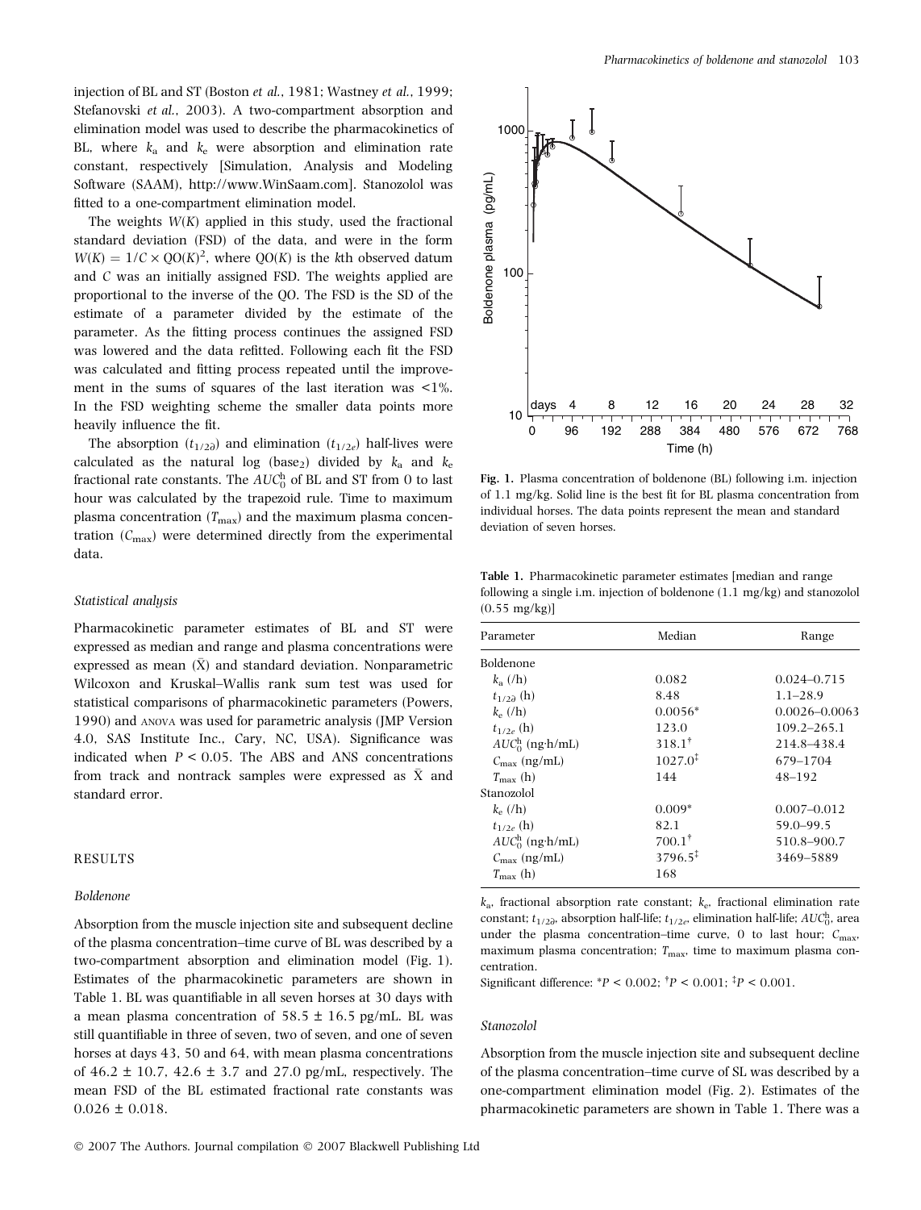injection of BL and ST (Boston *et al.*, 1981; Wastney *et al.*, 1999; Stefanovski *et al.*, 2003). A two-compartment absorption and elimination model was used to describe the pharmacokinetics of BL, where $k_a$ and $k_e$ were absorption and elimination rate constant, respectively [Simulation, Analysis and Modeling Software (SAAM), http://www.WinSaam.com]. Stanozolol was fitted to a one-compartment elimination model.

The weights $W(K)$ applied in this study, used the fractional standard deviation (FSD) of the data, and were in the form $W(K) = 1/C \times QO(K)^2$, where $QO(K)$ is the $k$th observed datum and $C$ was an initially assigned FSD. The weights applied are proportional to the inverse of the QO. The FSD is the SD of the estimate of a parameter divided by the estimate of the parameter. As the fitting process continues the assigned FSD was lowered and the data refitted. Following each fit the FSD was calculated and fitting process repeated until the improvement in the sums of squares of the last iteration was <1%. In the FSD weighting scheme the smaller data points more heavily influence the fit.

The absorption ($t_{1/2\partial}$) and elimination ($t_{1/2e}$) half-lives were calculated as the natural log (base$_2$) divided by $k_a$ and $k_e$ fractional rate constants. The $AUC_0^h$ of BL and ST from 0 to last hour was calculated by the trapezoid rule. Time to maximum plasma concentration ($T_{max}$) and the maximum plasma concentration ($C_{max}$) were determined directly from the experimental data.

### Statistical analysis

Pharmacokinetic parameter estimates of BL and ST were expressed as median and range and plasma concentrations were expressed as mean ($\bar{X}$) and standard deviation. Nonparametric Wilcoxon and Kruskal–Wallis rank sum test was used for statistical comparisons of pharmacokinetic parameters (Powers, 1990) and ANOVA was used for parametric analysis (JMP Version 4.0, SAS Institute Inc., Cary, NC, USA). Significance was indicated when $P < 0.05$. The ABS and ANS concentrations from track and nontrack samples were expressed as $\bar{X}$ and standard error.

## RESULTS

### Boldenone

Absorption from the muscle injection site and subsequent decline of the plasma concentration–time curve of BL was described by a two-compartment absorption and elimination model (Fig. 1). Estimates of the pharmacokinetic parameters are shown in Table 1. BL was quantifiable in all seven horses at 30 days with a mean plasma concentration of 58.5 ± 16.5 pg/mL. BL was still quantifiable in three of seven, two of seven, and one of seven horses at days 43, 50 and 64, with mean plasma concentrations of 46.2 ± 10.7, 42.6 ± 3.7 and 27.0 pg/mL, respectively. The mean FSD of the BL estimated fractional rate constants was 0.026 ± 0.018.

**Fig. 1.** Plasma concentration of boldenone (BL) following i.m. injection of 1.1 mg/kg. Solid line is the best fit for BL plasma concentration from individual horses. The data points represent the mean and standard deviation of seven horses.

**Table 1.** Pharmacokinetic parameter estimates [median and range following a single i.m. injection of boldenone (1.1 mg/kg) and stanozolol (0.55 mg/kg)]

| Parameter | Median | Range |
|---|---|---|
| Boldenone | | |
| $k_a$ (/h) | 0.082 | 0.024–0.715 |
| $t_{1/2\partial}$ (h) | 8.48 | 1.1–28.9 |
| $k_e$ (/h) | 0.0056* | 0.0026–0.0063 |
| $t_{1/2e}$ (h) | 123.0 | 109.2–265.1 |
| $AUC_0^h$ (ng·h/mL) | 318.1† | 214.8–438.4 |
| $C_{max}$ (ng/mL) | 1027.0‡ | 679–1704 |
| $T_{max}$ (h) | 144 | 48–192 |
| Stanozolol | | |
| $k_e$ (/h) | 0.009* | 0.007–0.012 |
| $t_{1/2e}$ (h) | 82.1 | 59.0–99.5 |
| $AUC_0^h$ (ng·h/mL) | 700.1† | 510.8–900.7 |
| $C_{max}$ (ng/mL) | 3796.5‡ | 3469–5889 |
| $T_{max}$ (h) | 168 | |

$k_a$, fractional absorption rate constant; $k_e$, fractional elimination rate constant; $t_{1/2\partial}$, absorption half-life; $t_{1/2e}$, elimination half-life; $AUC_0^h$, area under the plasma concentration–time curve, 0 to last hour; $C_{max}$, maximum plasma concentration; $T_{max}$, time to maximum plasma concentration.

Significant difference: *$P < 0.002$; †$P < 0.001$; ‡$P < 0.001$.

### Stanozolol

Absorption from the muscle injection site and subsequent decline of the plasma concentration–time curve of SL was described by a one-compartment elimination model (Fig. 2). Estimates of the pharmacokinetic parameters are shown in Table 1. There was a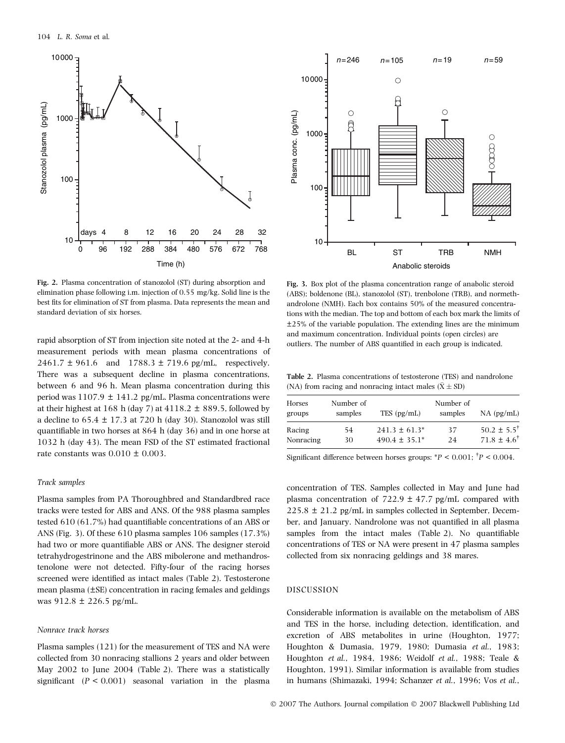Fig. 2. Plasma concentration of stanozolol (ST) during absorption and elimination phase following i.m. injection of 0.55 mg/kg. Solid line is the best fits for elimination of ST from plasma. Data represents the mean and standard deviation of six horses.

Fig. 3. Box plot of the plasma concentration range of anabolic steroid (ABS); boldenone (BL), stanozolol (ST), trenbolone (TRB), and normethandrolone (NMH). Each box contains 50% of the measured concentrations with the median. The top and bottom of each box mark the limits of ±25% of the variable population. The extending lines are the minimum and maximum concentration. Individual points (open circles) are outliers. The number of ABS quantified in each group is indicated.

rapid absorption of ST from injection site noted at the 2- and 4-h measurement periods with mean plasma concentrations of 2461.7 ± 961.6 and 1788.3 ± 719.6 pg/mL, respectively. There was a subsequent decline in plasma concentrations, between 6 and 96 h. Mean plasma concentration during this period was 1107.9 ± 141.2 pg/mL. Plasma concentrations were at their highest at 168 h (day 7) at 4118.2 ± 889.5, followed by a decline to 65.4 ± 17.3 at 720 h (day 30). Stanozolol was still quantifiable in two horses at 864 h (day 36) and in one horse at 1032 h (day 43). The mean FSD of the ST estimated fractional rate constants was 0.010 ± 0.003.

### Track samples

Plasma samples from PA Thoroughbred and Standardbred race tracks were tested for ABS and ANS. Of the 988 plasma samples tested 610 (61.7%) had quantifiable concentrations of an ABS or ANS (Fig. 3). Of these 610 plasma samples 106 samples (17.3%) had two or more quantifiable ABS or ANS. The designer steroid tetrahydrogestrinone and the ABS mibolerone and methandrostenolone were not detected. Fifty-four of the racing horses screened were identified as intact males (Table 2). Testosterone mean plasma (±SE) concentration in racing females and geldings was 912.8 ± 226.5 pg/mL.

### Nonrace track horses

Plasma samples (121) for the measurement of TES and NA were collected from 30 nonracing stallions 2 years and older between May 2002 to June 2004 (Table 2). There was a statistically significant ($P < 0.001$) seasonal variation in the plasma concentration of TES. Samples collected in May and June had plasma concentration of 722.9 ± 47.7 pg/mL compared with 225.8 ± 21.2 pg/mL in samples collected in September, December, and January. Nandrolone was not quantified in all plasma samples from the intact males (Table 2). No quantifiable concentrations of TES or NA were present in 47 plasma samples collected from six nonracing geldings and 38 mares.

**Table 2.** Plasma concentrations of testosterone (TES) and nandrolone (NA) from racing and nonracing intact males ($\bar{X} \pm SD$)

| Horses groups | Number of samples | TES (pg/mL) | Number of samples | NA (pg/mL) |
|---|---|---|---|---|
| Racing | 54 | 241.3 ± 61.3* | 37 | 50.2 ± 5.5† |
| Nonracing | 30 | 490.4 ± 35.1* | 24 | 71.8 ± 4.6† |

Significant difference between horses groups: *$P < 0.001$; †$P < 0.004$.

## DISCUSSION

Considerable information is available on the metabolism of ABS and TES in the horse, including detection, identification, and excretion of ABS metabolites in urine (Houghton, 1977; Houghton & Dumasia, 1979, 1980; Dumasia *et al.*, 1983; Houghton *et al.*, 1984, 1986; Weidolf *et al.*, 1988; Teale & Houghton, 1991). Similar information is available from studies in humans (Shimazaki, 1994; Schanzer *et al.*, 1996; Vos *et al.*,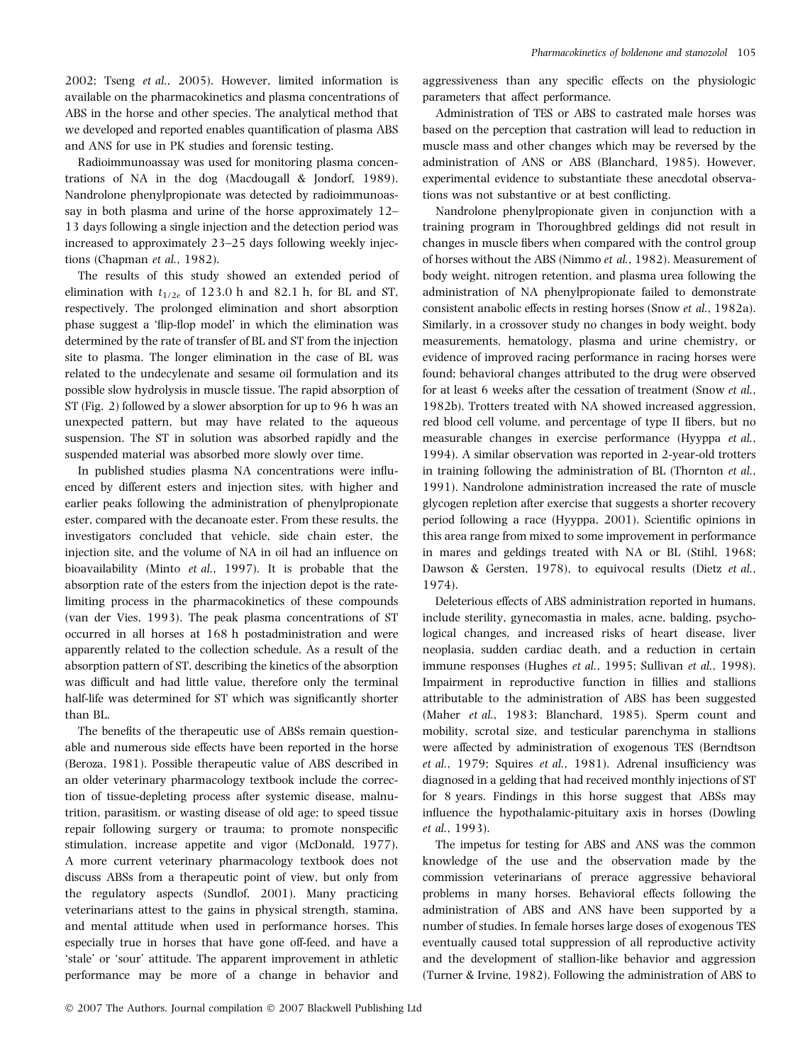2002; Tseng *et al.*, 2005). However, limited information is available on the pharmacokinetics and plasma concentrations of ABS in the horse and other species. The analytical method that we developed and reported enables quantification of plasma ABS and ANS for use in PK studies and forensic testing.

Radioimmunoassay was used for monitoring plasma concentrations of NA in the dog (Macdougall & Jondorf, 1989). Nandrolone phenylpropionate was detected by radioimmunoassay in both plasma and urine of the horse approximately 12–13 days following a single injection and the detection period was increased to approximately 23–25 days following weekly injections (Chapman *et al.*, 1982).

The results of this study showed an extended period of elimination with $t_{1/2e}$ of 123.0 h and 82.1 h, for BL and ST, respectively. The prolonged elimination and short absorption phase suggest a 'flip-flop model' in which the elimination was determined by the rate of transfer of BL and ST from the injection site to plasma. The longer elimination in the case of BL was related to the undecylenate and sesame oil formulation and its possible slow hydrolysis in muscle tissue. The rapid absorption of ST (Fig. 2) followed by a slower absorption for up to 96 h was an unexpected pattern, but may have related to the aqueous suspension. The ST in solution was absorbed rapidly and the suspended material was absorbed more slowly over time.

In published studies plasma NA concentrations were influenced by different esters and injection sites, with higher and earlier peaks following the administration of phenylpropionate ester, compared with the decanoate ester. From these results, the investigators concluded that vehicle, side chain ester, the injection site, and the volume of NA in oil had an influence on bioavailability (Minto *et al.*, 1997). It is probable that the absorption rate of the esters from the injection depot is the rate-limiting process in the pharmacokinetics of these compounds (van der Vies, 1993). The peak plasma concentrations of ST occurred in all horses at 168 h postadministration and were apparently related to the collection schedule. As a result of the absorption pattern of ST, describing the kinetics of the absorption was difficult and had little value, therefore only the terminal half-life was determined for ST which was significantly shorter than BL.

The benefits of the therapeutic use of ABSs remain questionable and numerous side effects have been reported in the horse (Beroza, 1981). Possible therapeutic value of ABS described in an older veterinary pharmacology textbook include the correction of tissue-depleting process after systemic disease, malnutrition, parasitism, or wasting disease of old age; to speed tissue repair following surgery or trauma; to promote nonspecific stimulation, increase appetite and vigor (McDonald, 1977). A more current veterinary pharmacology textbook does not discuss ABSs from a therapeutic point of view, but only from the regulatory aspects (Sundlof, 2001). Many practicing veterinarians attest to the gains in physical strength, stamina, and mental attitude when used in performance horses. This especially true in horses that have gone off-feed, and have a 'stale' or 'sour' attitude. The apparent improvement in athletic performance may be more of a change in behavior and aggressiveness than any specific effects on the physiologic parameters that affect performance.

Administration of TES or ABS to castrated male horses was based on the perception that castration will lead to reduction in muscle mass and other changes which may be reversed by the administration of ANS or ABS (Blanchard, 1985). However, experimental evidence to substantiate these anecdotal observations was not substantive or at best conflicting.

Nandrolone phenylpropionate given in conjunction with a training program in Thoroughbred geldings did not result in changes in muscle fibers when compared with the control group of horses without the ABS (Nimmo *et al.*, 1982). Measurement of body weight, nitrogen retention, and plasma urea following the administration of NA phenylpropionate failed to demonstrate consistent anabolic effects in resting horses (Snow *et al.*, 1982a). Similarly, in a crossover study no changes in body weight, body measurements, hematology, plasma and urine chemistry, or evidence of improved racing performance in racing horses were found; behavioral changes attributed to the drug were observed for at least 6 weeks after the cessation of treatment (Snow *et al.*, 1982b). Trotters treated with NA showed increased aggression, red blood cell volume, and percentage of type II fibers, but no measurable changes in exercise performance (Hyyppa *et al.*, 1994). A similar observation was reported in 2-year-old trotters in training following the administration of BL (Thornton *et al.*, 1991). Nandrolone administration increased the rate of muscle glycogen repletion after exercise that suggests a shorter recovery period following a race (Hyyppa, 2001). Scientific opinions in this area range from mixed to some improvement in performance in mares and geldings treated with NA or BL (Stihl, 1968; Dawson & Gersten, 1978), to equivocal results (Dietz *et al.*, 1974).

Deleterious effects of ABS administration reported in humans, include sterility, gynecomastia in males, acne, balding, psychological changes, and increased risks of heart disease, liver neoplasia, sudden cardiac death, and a reduction in certain immune responses (Hughes *et al.*, 1995; Sullivan *et al.*, 1998). Impairment in reproductive function in fillies and stallions attributable to the administration of ABS has been suggested (Maher *et al.*, 1983; Blanchard, 1985). Sperm count and mobility, scrotal size, and testicular parenchyma in stallions were affected by administration of exogenous TES (Berndtson *et al.*, 1979; Squires *et al.*, 1981). Adrenal insufficiency was diagnosed in a gelding that had received monthly injections of ST for 8 years. Findings in this horse suggest that ABSs may influence the hypothalamic-pituitary axis in horses (Dowling *et al.*, 1993).

The impetus for testing for ABS and ANS was the common knowledge of the use and the observation made by the commission veterinarians of prerace aggressive behavioral problems in many horses. Behavioral effects following the administration of ABS and ANS have been supported by a number of studies. In female horses large doses of exogenous TES eventually caused total suppression of all reproductive activity and the development of stallion-like behavior and aggression (Turner & Irvine, 1982). Following the administration of ABS to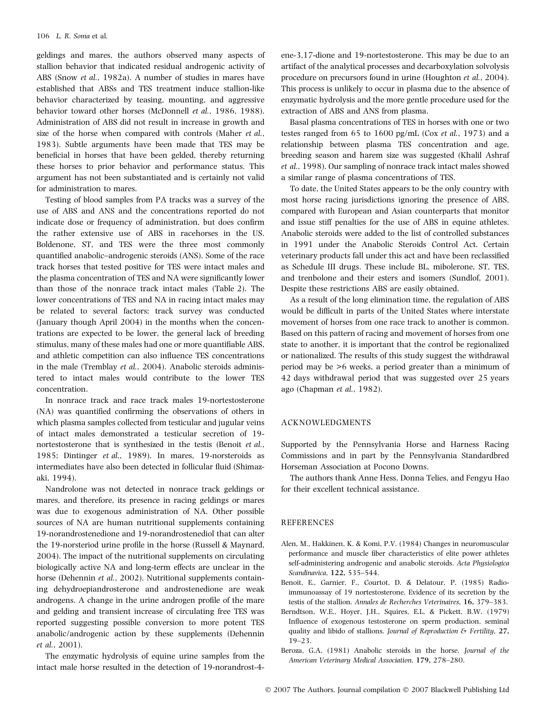geldings and mares, the authors observed many aspects of stallion behavior that indicated residual androgenic activity of ABS (Snow *et al.*, 1982a). A number of studies in mares have established that ABSs and TES treatment induce stallion-like behavior characterized by teasing, mounting, and aggressive behavior toward other horses (McDonnell *et al.*, 1986, 1988). Administration of ABS did not result in increase in growth and size of the horse when compared with controls (Maher *et al.*, 1983). Subtle arguments have been made that TES may be beneficial in horses that have been gelded, thereby returning these horses to prior behavior and performance status. This argument has not been substantiated and is certainly not valid for administration to mares.

Testing of blood samples from PA tracks was a survey of the use of ABS and ANS and the concentrations reported do not indicate dose or frequency of administration, but does confirm the rather extensive use of ABS in racehorses in the US. Boldenone, ST, and TES were the three most commonly quantified anabolic–androgenic steroids (ANS). Some of the race track horses that tested positive for TES were intact males and the plasma concentration of TES and NA were significantly lower than those of the nonrace track intact males (Table 2). The lower concentrations of TES and NA in racing intact males may be related to several factors; track survey was conducted (January though April 2004) in the months when the concentrations are expected to be lower, the general lack of breeding stimulus, many of these males had one or more quantifiable ABS, and athletic competition can also influence TES concentrations in the male (Tremblay *et al.*, 2004). Anabolic steroids administered to intact males would contribute to the lower TES concentration.

In nonrace track and race track males 19-nortestosterone (NA) was quantified confirming the observations of others in which plasma samples collected from testicular and jugular veins of intact males demonstrated a testicular secretion of 19-nortestosterone that is synthesized in the testis (Benoit *et al.*, 1985; Dintinger *et al.*, 1989). In mares, 19-norsteroids as intermediates have also been detected in follicular fluid (Shimazaki, 1994).

Nandrolone was not detected in nonrace track geldings or mares, and therefore, its presence in racing geldings or mares was due to exogenous administration of NA. Other possible sources of NA are human nutritional supplements containing 19-norandrostenedione and 19-norandrostenediol that can alter the 19-norsteriod urine profile in the horse (Russell & Maynard, 2004). The impact of the nutritional supplements on circulating biologically active NA and long-term effects are unclear in the horse (Dehennin *et al.*, 2002). Nutritional supplements containing dehydroepiandrosterone and androstenedione are weak androgens. A change in the urine androgen profile of the mare and gelding and transient increase of circulating free TES was reported suggesting possible conversion to more potent TES anabolic/androgenic action by these supplements (Dehennin *et al.*, 2001).

The enzymatic hydrolysis of equine urine samples from the intact male horse resulted in the detection of 19-norandrost-4-ene-3,17-dione and 19-nortestosterone. This may be due to an artifact of the analytical processes and decarboxylation solvolysis procedure on precursors found in urine (Houghton *et al.*, 2004). This process is unlikely to occur in plasma due to the absence of enzymatic hydrolysis and the more gentle procedure used for the extraction of ABS and ANS from plasma.

Basal plasma concentrations of TES in horses with one or two testes ranged from 65 to 1600 pg/mL (Cox *et al.*, 1973) and a relationship between plasma TES concentration and age, breeding season and harem size was suggested (Khalil Ashraf *et al.*, 1998). Our sampling of nonrace track intact males showed a similar range of plasma concentrations of TES.

To date, the United States appears to be the only country with most horse racing jurisdictions ignoring the presence of ABS, compared with European and Asian counterparts that monitor and issue stiff penalties for the use of ABS in equine athletes. Anabolic steroids were added to the list of controlled substances in 1991 under the Anabolic Steroids Control Act. Certain veterinary products fall under this act and have been reclassified as Schedule III drugs. These include BL, mibolerone, ST, TES, and trenbolone and their esters and isomers (Sundlof, 2001). Despite these restrictions ABS are easily obtained.

As a result of the long elimination time, the regulation of ABS would be difficult in parts of the United States where interstate movement of horses from one race track to another is common. Based on this pattern of racing and movement of horses from one state to another, it is important that the control be regionalized or nationalized. The results of this study suggest the withdrawal period may be >6 weeks, a period greater than a minimum of 42 days withdrawal period that was suggested over 25 years ago (Chapman *et al.*, 1982).

## ACKNOWLEDGMENTS

Supported by the Pennsylvania Horse and Harness Racing Commissions and in part by the Pennsylvania Standardbred Horseman Association at Pocono Downs.

The authors thank Anne Hess, Donna Telies, and Fengyu Hao for their excellent technical assistance.

## REFERENCES

- Alen, M., Hakkinen, K. & Komi, P.V. (1984) Changes in neuromuscular performance and muscle fiber characteristics of elite power athletes self-administering androgenic and anabolic steroids. *Acta Physiologica Scandinavica*, **122,** 535–544.
- Benoit, E., Garnier, F., Courtot, D. & Delatour, P. (1985) Radioimmunoassay of 19 nortestosterone. Evidence of its secretion by the testis of the stallion. *Annales de Recherches Veterinaires*, **16,** 379–383.
- Berndtson, W.E., Hoyer, J.H., Squires, E.L. & Pickett, B.W. (1979) Influence of exogenous testosterone on sperm production, seminal quality and libido of stallions. *Journal of Reproduction & Fertility*, **27,** 19–23.
- Beroza, G.A. (1981) Anabolic steroids in the horse. *Journal of the American Veterinary Medical Association*, **179,** 278–280.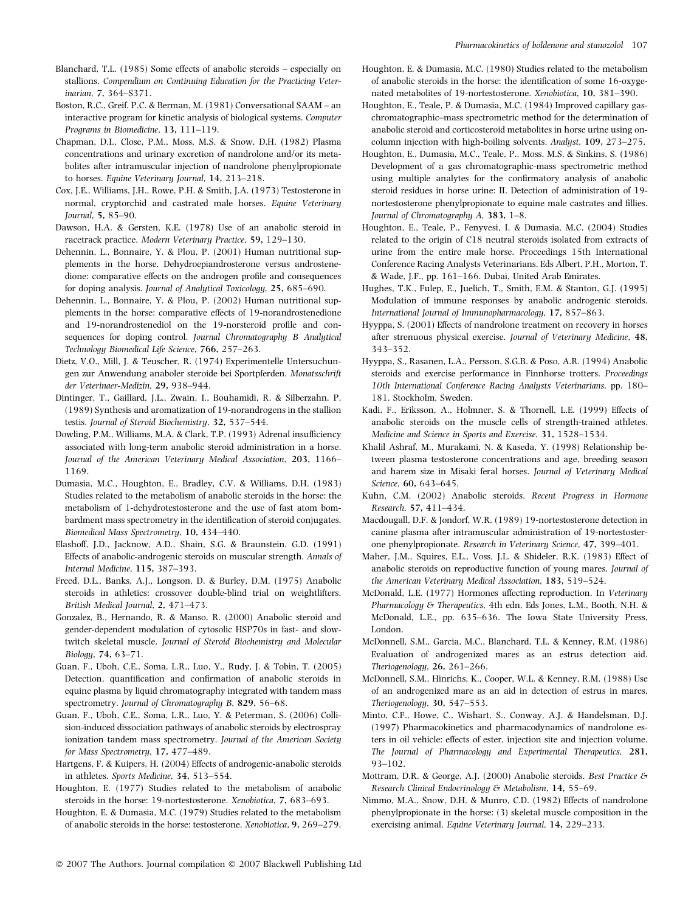Blanchard, T.L. (1985) Some effects of anabolic steroids – especially on stallions. *Compendium on Continuing Education for the Practicing Veterinarian*, **7,** 364–S371.

Boston, R.C., Greif, P.C. & Berman, M. (1981) Conversational SAAM – an interactive program for kinetic analysis of biological systems. *Computer Programs in Biomedicine*, **13,** 111–119.

Chapman, D.I., Close, P.M., Moss, M.S. & Snow, D.H. (1982) Plasma concentrations and urinary excretion of nandrolone and/or its metabolites after intramuscular injection of nandrolone phenylpropionate to horses. *Equine Veterinary Journal*, **14,** 213–218.

Cox, J.E., Williams, J.H., Rowe, P.H. & Smith, J.A. (1973) Testosterone in normal, cryptorchid and castrated male horses. *Equine Veterinary Journal*, **5,** 85–90.

Dawson, H.A. & Gersten, K.E. (1978) Use of an anabolic steroid in racetrack practice. *Modern Veterinary Practice*, **59,** 129–130.

Dehennin, L., Bonnaire, Y. & Plou, P. (2001) Human nutritional supplements in the horse. Dehydroepiandrosterone versus androstenedione: comparative effects on the androgen profile and consequences for doping analysis. *Journal of Analytical Toxicology*, **25,** 685–690.

Dehennin, L., Bonnaire, Y. & Plou, P. (2002) Human nutritional supplements in the horse: comparative effects of 19-norandrostenedione and 19-norandrostenediol on the 19-norsteroid profile and consequences for doping control. *Journal Chromatography B Analytical Technology Biomedical Life Science*, **766,** 257–263.

Dietz, V.O., Mill, J. & Teuscher, R. (1974) Experimentelle Untersuchungen zur Anwendung anaboler steroide bei Sportpferden. *Monatsschrift der Veterinaer-Medizin*, **29,** 938–944.

Dintinger, T., Gaillard, J.L., Zwain, I., Bouhamidi, R. & Silberzahn, P. (1989) Synthesis and aromatization of 19-norandrogens in the stallion testis. *Journal of Steroid Biochemistry*, **32,** 537–544.

Dowling, P.M., Williams, M.A. & Clark, T.P. (1993) Adrenal insufficiency associated with long-term anabolic steroid administration in a horse. *Journal of the American Veterinary Medical Association*, **203,** 1166–1169.

Dumasia, M.C., Houghton, E., Bradley, C.V. & Williams, D.H. (1983) Studies related to the metabolism of anabolic steroids in the horse: the metabolism of 1-dehydrotestosterone and the use of fast atom bombardment mass spectrometry in the identification of steroid conjugates. *Biomedical Mass Spectrometry*, **10,** 434–440.

Elashoff, J.D., Jacknow, A.D., Shain, S.G. & Braunstein, G.D. (1991) Effects of anabolic-androgenic steroids on muscular strength. *Annals of Internal Medicine*, **115,** 387–393.

Freed, D.L., Banks, A.J., Longson, D. & Burley, D.M. (1975) Anabolic steroids in athletics: crossover double-blind trial on weightlifters. *British Medical Journal*, **2,** 471–473.

Gonzalez, B., Hernando, R. & Manso, R. (2000) Anabolic steroid and gender-dependent modulation of cytosolic HSP70s in fast- and slow-twitch skeletal muscle. *Journal of Steroid Biochemistry and Molecular Biology*, **74,** 63–71.

Guan, F., Uboh, C.E., Soma, L.R., Luo, Y., Rudy, J. & Tobin, T. (2005) Detection, quantification and confirmation of anabolic steroids in equine plasma by liquid chromatography integrated with tandem mass spectrometry. *Journal of Chromatography B*, **829,** 56–68.

Guan, F., Uboh, C.E., Soma, L.R., Luo, Y. & Peterman, S. (2006) Collision-induced dissociation pathways of anabolic steroids by electrospray ionization tandem mass spectrometry. *Journal of the American Society for Mass Spectrometry*, **17,** 477–489.

Hartgens, F. & Kuipers, H. (2004) Effects of androgenic-anabolic steroids in athletes. *Sports Medicine*, **34,** 513–554.

Houghton, E. (1977) Studies related to the metabolism of anabolic steroids in the horse: 19-nortestosterone. *Xenobiotica*, **7,** 683–693.

Houghton, E. & Dumasia, M.C. (1979) Studies related to the metabolism of anabolic steroids in the horse: testosterone. *Xenobiotica*, **9,** 269–279.

Houghton, E. & Dumasia, M.C. (1980) Studies related to the metabolism of anabolic steroids in the horse: the identification of some 16-oxygenated metabolites of 19-nortestosterone. *Xenobiotica*, **10,** 381–390.

Houghton, E., Teale, P. & Dumasia, M.C. (1984) Improved capillary gas-chromatographic–mass spectrometric method for the determination of anabolic steroid and corticosteroid metabolites in horse urine using on-column injection with high-boiling solvents. *Analyst*, **109,** 273–275.

Houghton, E., Dumasia, M.C., Teale, P., Moss, M.S. & Sinkins, S. (1986) Development of a gas chromatographic-mass spectrometric method using multiple analytes for the confirmatory analysis of anabolic steroid residues in horse urine: II. Detection of administration of 19-nortestosterone phenylpropionate to equine male castrates and fillies. *Journal of Chromatography A*, **383,** 1–8.

Houghton, E., Teale, P., Fenyvesi, I. & Dumasia, M.C. (2004) Studies related to the origin of C18 neutral steroids isolated from extracts of urine from the entire male horse. Proceedings 15th International Conference Racing Analysts Veterinarians. Eds Albert, P.H., Morton, T. & Wade, J.F., pp. 161–166. Dubai, United Arab Emirates.

Hughes, T.K., Fulep, E., Juelich, T., Smith, E.M. & Stanton, G.J. (1995) Modulation of immune responses by anabolic androgenic steroids. *International Journal of Immunopharmacology*, **17,** 857–863.

Hyyppa, S. (2001) Effects of nandrolone treatment on recovery in horses after strenuous physical exercise. *Journal of Veterinary Medicine*, **48,** 343–352.

Hyyppa, S., Rasanen, L.A., Persson, S.G.B. & Poso, A.R. (1994) Anabolic steroids and exercise performance in Finnhorse trotters. *Proceedings 10th International Conference Racing Analysts Veterinarians*. pp. 180–181. Stockholm, Sweden.

Kadi, F., Eriksson, A., Holmner, S. & Thornell, L.E. (1999) Effects of anabolic steroids on the muscle cells of strength-trained athletes. *Medicine and Science in Sports and Exercise*, **31,** 1528–1534.

Khalil Ashraf, M., Murakami, N. & Kaseda, Y. (1998) Relationship between plasma testosterone concentrations and age, breeding season and harem size in Misaki feral horses. *Journal of Veterinary Medical Science*, **60,** 643–645.

Kuhn, C.M. (2002) Anabolic steroids. *Recent Progress in Hormone Research*, **57,** 411–434.

Macdougall, D.F. & Jondorf, W.R. (1989) 19-nortestosterone detection in canine plasma after intramuscular administration of 19-nortestosterone phenylpropionate. *Research in Veterinary Science*, **47,** 399–401.

Maher, J.M., Squires, E.L., Voss, J.L. & Shideler, R.K. (1983) Effect of anabolic steroids on reproductive function of young mares. *Journal of the American Veterinary Medical Association*, **183,** 519–524.

McDonald, L.E. (1977) Hormones affecting reproduction. In *Veterinary Pharmacology & Therapeutics*, 4th edn, Eds Jones, L.M., Booth, N.H. & McDonald, L.E., pp. 635–636. The Iowa State University Press, London.

McDonnell, S.M., Garcia, M.C., Blanchard, T.L. & Kenney, R.M. (1986) Evaluation of androgenized mares as an estrus detection aid. *Theriogenology*, **26,** 261–266.

McDonnell, S.M., Hinrichs, K., Cooper, W.L. & Kenney, R.M. (1988) Use of an androgenized mare as an aid in detection of estrus in mares. *Theriogenology*, **30,** 547–553.

Minto, C.F., Howe, C., Wishart, S., Conway, A.J. & Handelsman, D.J. (1997) Pharmacokinetics and pharmacodynamics of nandrolone esters in oil vehicle: effects of ester, injection site and injection volume. *The Journal of Pharmacology and Experimental Therapeutics*, **281,** 93–102.

Mottram, D.R. & George, A.J. (2000) Anabolic steroids. *Best Practice & Research Clinical Endocrinology & Metabolism*, **14,** 55–69.

Nimmo, M.A., Snow, D.H. & Munro, C.D. (1982) Effects of nandrolone phenylpropionate in the horse: (3) skeletal muscle composition in the exercising animal. *Equine Veterinary Journal*, **14,** 229–233.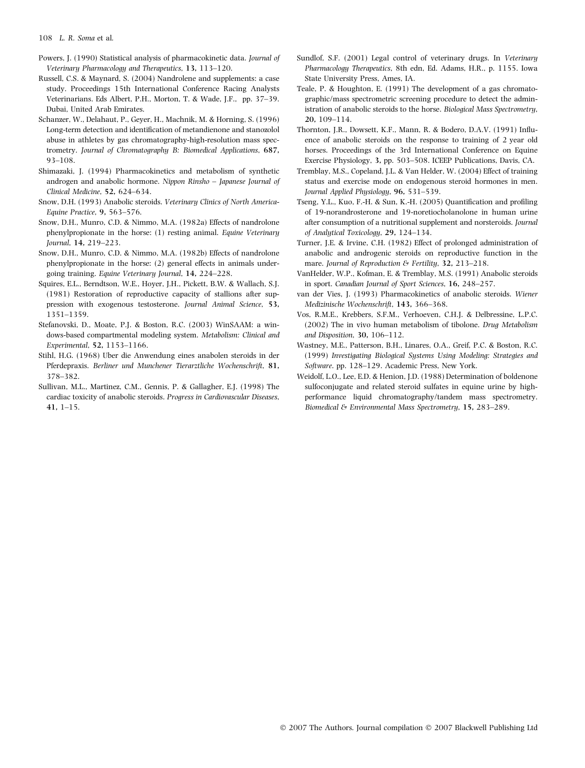Powers, J. (1990) Statistical analysis of pharmacokinetic data. *Journal of Veterinary Pharmacology and Therapeutics*, **13,** 113–120.

Russell, C.S. & Maynard, S. (2004) Nandrolene and supplements: a case study. Proceedings 15th International Conference Racing Analysts Veterinarians. Eds Albert, P.H., Morton, T. & Wade, J.F., pp. 37–39. Dubai, United Arab Emirates.

Schanzer, W., Delahaut, P., Geyer, H., Machnik, M. & Horning, S. (1996) Long-term detection and identification of metandienone and stanozolol abuse in athletes by gas chromatography-high-resolution mass spectrometry. *Journal of Chromatography B: Biomedical Applications*, **687,** 93–108.

Shimazaki, J. (1994) Pharmacokinetics and metabolism of synthetic androgen and anabolic hormone. *Nippon Rinsho – Japanese Journal of Clinical Medicine*, **52,** 624–634.

Snow, D.H. (1993) Anabolic steroids. *Veterinary Clinics of North America-Equine Practice*, **9,** 563–576.

Snow, D.H., Munro, C.D. & Nimmo, M.A. (1982a) Effects of nandrolone phenylpropionate in the horse: (1) resting animal. *Equine Veterinary Journal*, **14,** 219–223.

Snow, D.H., Munro, C.D. & Nimmo, M.A. (1982b) Effects of nandrolone phenylpropionate in the horse: (2) general effects in animals undergoing training. *Equine Veterinary Journal*, **14,** 224–228.

Squires, E.L., Berndtson, W.E., Hoyer, J.H., Pickett, B.W. & Wallach, S.J. (1981) Restoration of reproductive capacity of stallions after suppression with exogenous testosterone. *Journal Animal Science*, **53,** 1351–1359.

Stefanovski, D., Moate, P.J. & Boston, R.C. (2003) WinSAAM: a windows-based compartmental modeling system. *Metabolism: Clinical and Experimental*, **52,** 1153–1166.

Stihl, H.G. (1968) Uber die Anwendung eines anabolen steroids in der Pferdepraxis. *Berliner und Munchener Tierarztliche Wochenschrift*, **81,** 378–382.

Sullivan, M.L., Martinez, C.M., Gennis, P. & Gallagher, E.J. (1998) The cardiac toxicity of anabolic steroids. *Progress in Cardiovascular Diseases*, **41,** 1–15.

Sundlof, S.F. (2001) Legal control of veterinary drugs. In *Veterinary Pharmacology Therapeutics*, 8th edn, Ed. Adams, H.R., p. 1155. Iowa State University Press, Ames, IA.

Teale, P. & Houghton, E. (1991) The development of a gas chromatographic/mass spectrometric screening procedure to detect the administration of anabolic steroids to the horse. *Biological Mass Spectrometry*, **20,** 109–114.

Thornton, J.R., Dowsett, K.F., Mann, R. & Bodero, D.A.V. (1991) Influence of anabolic steroids on the response to training of 2 year old horses. Proceedings of the 3rd International Conference on Equine Exercise Physiology, **3,** pp. 503–508. ICEEP Publications, Davis, CA.

Tremblay, M.S., Copeland, J.L. & Van Helder, W. (2004) Effect of training status and exercise mode on endogenous steroid hormones in men. *Journal Applied Physiology*, **96,** 531–539.

Tseng, Y.L., Kuo, F.-H. & Sun, K.-H. (2005) Quantification and profiling of 19-norandrosterone and 19-noretiocholanolone in human urine after consumption of a nutritional supplement and norsteroids. *Journal of Analytical Toxicology*, **29,** 124–134.

Turner, J.E. & Irvine, C.H. (1982) Effect of prolonged administration of anabolic and androgenic steroids on reproductive function in the mare. *Journal of Reproduction & Fertility*, **32,** 213–218.

VanHelder, W.P., Kofman, E. & Tremblay, M.S. (1991) Anabolic steroids in sport. *Canadian Journal of Sport Sciences*, **16,** 248–257.

van der Vies, J. (1993) Pharmacokinetics of anabolic steroids. *Wiener Medizinische Wochenschrift*, **143,** 366–368.

Vos, R.M.E., Krebbers, S.F.M., Verhoeven, C.H.J. & Delbressine, L.P.C. (2002) The in vivo human metabolism of tibolone. *Drug Metabolism and Disposition*, **30,** 106–112.

Wastney, M.E., Patterson, B.H., Linares, O.A., Greif, P.C. & Boston, R.C. (1999) *Investigating Biological Systems Using Modeling: Strategies and Software*. pp. 128–129. Academic Press, New York.

Weidolf, L.O., Lee, E.D. & Henion, J.D. (1988) Determination of boldenone sulfoconjugate and related steroid sulfates in equine urine by high-performance liquid chromatography/tandem mass spectrometry. *Biomedical & Environmental Mass Spectrometry*, **15,** 283–289.